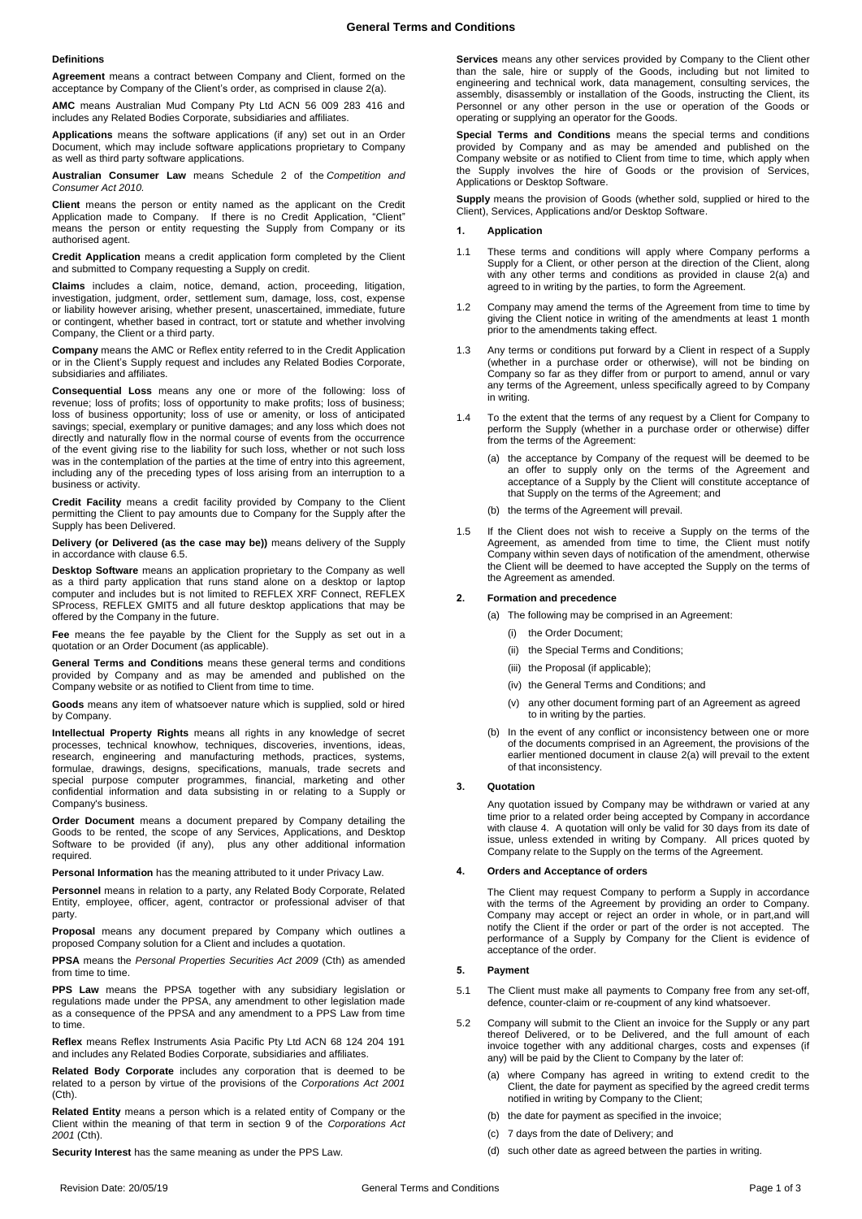# General Terms and Conditions

**Definitions**

**Agreement** means a contract between Company and Client, formed on the acceptance by Company of the Client's order, as comprised in clause 2(a).

**AMC** means Australian Mud Company Pty Ltd ACN 56 009 283 416 and includes any Related Bodies Corporate, subsidiaries and affiliates.

**Applications** means the software applications (if any) set out in an Order Document, which may include software applications proprietary to Company as well as third party software applications.

**Australian Consumer Law** means Schedule 2 of the *Competition and Consumer Act 2010.*

**Client** means the person or entity named as the applicant on the Credit Application made to Company. If there is no Credit Application, "Client" means the person or entity requesting the Supply from Company or its authorised agent.

**Credit Application** means a credit application form completed by the Client and submitted to Company requesting a Supply on credit.

**Claims** includes a claim, notice, demand, action, proceeding, litigation, investigation, judgment, order, settlement sum, damage, loss, cost, expense or liability however arising, whether present, unascertained, immediate, future or contingent, whether based in contract, tort or statute and whether involving Company, the Client or a third party.

**Company** means the AMC or Reflex entity referred to in the Credit Application or in the Client's Supply request and includes any Related Bodies Corporate, subsidiaries and affiliates.

**Consequential Loss** means any one or more of the following: loss of revenue; loss of profits; loss of opportunity to make profits; loss of business; loss of business opportunity; loss of use or amenity, or loss of anticipated savings; special, exemplary or punitive damages; and any loss which does not directly and naturally flow in the normal course of events from the occurrence of the event giving rise to the liability for such loss, whether or not such loss was in the contemplation of the parties at the time of entry into this agreement, including any of the preceding types of loss arising from an interruption to a business or activity.

**Credit Facility** means a credit facility provided by Company to the Client permitting the Client to pay amounts due to Company for the Supply after the Supply has been Delivered.

**Delivery (or Delivered (as the case may be))** means delivery of the Supply in accordance with clause 6.5.

**Desktop Software** means an application proprietary to the Company as well as a third party application that runs stand alone on a desktop or laptop computer and includes but is not limited to REFLEX XRF Connect, REFLEX SProcess, REFLEX GMIT5 and all future desktop applications that may be offered by the Company in the future.

**Fee** means the fee payable by the Client for the Supply as set out in a quotation or an Order Document (as applicable).

**General Terms and Conditions** means these general terms and conditions provided by Company and as may be amended and published on the Company website or as notified to Client from time to time.

**Goods** means any item of whatsoever nature which is supplied, sold or hired by Company.

**Intellectual Property Rights** means all rights in any knowledge of secret processes, technical knowhow, techniques, discoveries, inventions, ideas, research, engineering and manufacturing methods, practices, systems, formulae, drawings, designs, specifications, manuals, trade secrets and special purpose computer programmes, financial, marketing and other confidential information and data subsisting in or relating to a Supply or Company's business.

**Order Document** means a document prepared by Company detailing the Goods to be rented, the scope of any Services, Applications, and Desktop Software to be provided (if any), plus any other additional information required.

**Personal Information** has the meaning attributed to it under Privacy Law.

**Personnel** means in relation to a party, any Related Body Corporate, Related Entity, employee, officer, agent, contractor or professional adviser of that party.

**Proposal** means any document prepared by Company which outlines a proposed Company solution for a Client and includes a quotation.

**PPSA** means the *Personal Properties Securities Act 2009* (Cth) as amended from time to time.

**PPS Law** means the PPSA together with any subsidiary legislation or regulations made under the PPSA, any amendment to other legislation made as a consequence of the PPSA and any amendment to a PPS Law from time to time.

**Reflex** means Reflex Instruments Asia Pacific Pty Ltd ACN 68 124 204 191 and includes any Related Bodies Corporate, subsidiaries and affiliates.

**Related Body Corporate** includes any corporation that is deemed to be related to a person by virtue of the provisions of the *Corporations Act 2001* (Cth).

**Related Entity** means a person which is a related entity of Company or the Client within the meaning of that term in section 9 of the *Corporations Act 2001* (Cth).

**Security Interest** has the same meaning as under the PPS Law.

**Services** means any other services provided by Company to the Client other than the sale, hire or supply of the Goods, including but not limited to engineering and technical work, data management, consulting services, the assembly, disassembly or installation of the Goods, instructing the Client, its Personnel or any other person in the use or operation of the Goods or operating or supplying an operator for the Goods.

**Special Terms and Conditions** means the special terms and conditions provided by Company and as may be amended and published on the Company website or as notified to Client from time to time, which apply when the Supply involves the hire of Goods or the provision of Services, Applications or Desktop Software.

**Supply** means the provision of Goods (whether sold, supplied or hired to the Client), Services, Applications and/or Desktop Software.

## 1. Application

1.1 These terms and conditions will apply where Company performs a Supply for a Client, or other person at the direction of the Client, along with any other terms and conditions as provided in clause 2(a) and agreed to in writing by the parties, to form the Agreement.

1.2 Company may amend the terms of the Agreement from time to time by giving the Client notice in writing of the amendments at least 1 month prior to the amendments taking effect.

1.3 Any terms or conditions put forward by a Client in respect of a Supply (whether in a purchase order or otherwise), will not be binding on Company so far as they differ from or purport to amend, annul or vary any terms of the Agreement, unless specifically agreed to by Company in writing.

1.4 To the extent that the terms of any request by a Client for Company to perform the Supply (whether in a purchase order or otherwise) differ from the terms of the Agreement:

(a) the acceptance by Company of the request will be deemed to be an offer to supply only on the terms of the Agreement and acceptance of a Supply by the Client will constitute acceptance of that Supply on the terms of the Agreement; and

(b) the terms of the Agreement will prevail.

1.5 If the Client does not wish to receive a Supply on the terms of the Agreement, as amended from time to time, the Client must notify Company within seven days of notification of the amendment, otherwise the Client will be deemed to have accepted the Supply on the terms of the Agreement as amended.

## 2. Formation and precedence

(a) The following may be comprised in an Agreement:

(i) the Order Document;

(ii) the Special Terms and Conditions;

(iii) the Proposal (if applicable);

(iv) the General Terms and Conditions; and

(v) any other document forming part of an Agreement as agreed to in writing by the parties.

(b) In the event of any conflict or inconsistency between one or more of the documents comprised in an Agreement, the provisions of the earlier mentioned document in clause 2(a) will prevail to the extent of that inconsistency.

## 3. Quotation

Any quotation issued by Company may be withdrawn or varied at any time prior to a related order being accepted by Company in accordance with clause 4. A quotation will only be valid for 30 days from its date of issue, unless extended in writing by Company. All prices quoted by Company relate to the Supply on the terms of the Agreement.

## 4. Orders and Acceptance of orders

The Client may request Company to perform a Supply in accordance with the terms of the Agreement by providing an order to Company. Company may accept or reject an order in whole, or in part,and will notify the Client if the order or part of the order is not accepted. The performance of a Supply by Company for the Client is evidence of acceptance of the order.

## 5. Payment

5.1 The Client must make all payments to Company free from any set-off, defence, counter-claim or re-coupment of any kind whatsoever.

5.2 Company will submit to the Client an invoice for the Supply or any part thereof Delivered, or to be Delivered, and the full amount of each invoice together with any additional charges, costs and expenses (if any) will be paid by the Client to Company by the later of:

(a) where Company has agreed in writing to extend credit to the Client, the date for payment as specified by the agreed credit terms notified in writing by Company to the Client;

(b) the date for payment as specified in the invoice;

(c) 7 days from the date of Delivery; and

(d) such other date as agreed between the parties in writing.

Revision Date: 20/05/19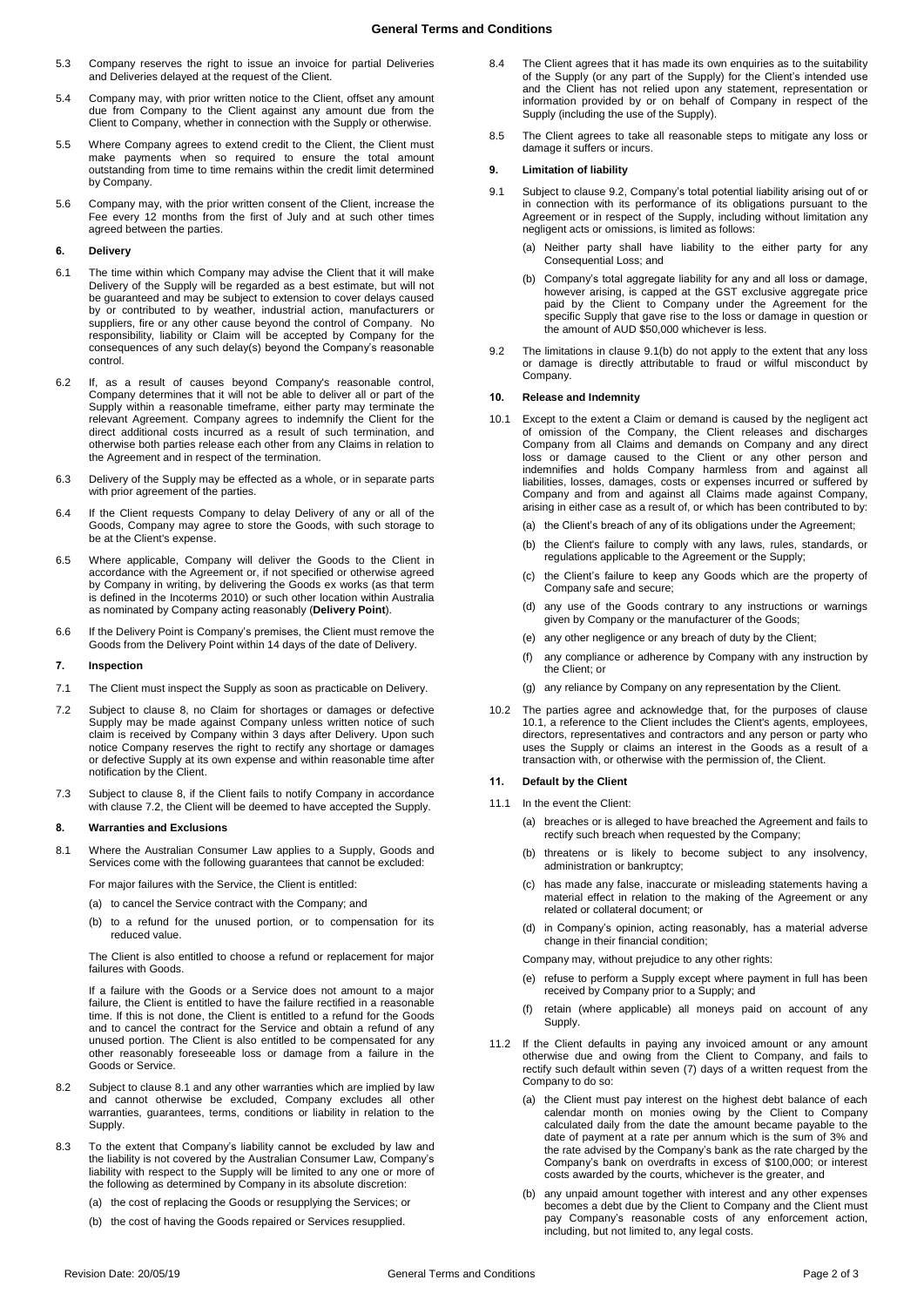5.3 Company reserves the right to issue an invoice for partial Deliveries and Deliveries delayed at the request of the Client.

5.4 Company may, with prior written notice to the Client, offset any amount due from Company to the Client against any amount due from the Client to Company, whether in connection with the Supply or otherwise.

5.5 Where Company agrees to extend credit to the Client, the Client must make payments when so required to ensure the total amount outstanding from time to time remains within the credit limit determined by Company.

5.6 Company may, with the prior written consent of the Client, increase the Fee every 12 months from the first of July and at such other times agreed between the parties.

## 6. Delivery

6.1 The time within which Company may advise the Client that it will make Delivery of the Supply will be regarded as a best estimate, but will not be guaranteed and may be subject to extension to cover delays caused by or contributed to by weather, industrial action, manufacturers or suppliers, fire or any other cause beyond the control of Company. No responsibility, liability or Claim will be accepted by Company for the consequences of any such delay(s) beyond the Company's reasonable control.

6.2 If, as a result of causes beyond Company's reasonable control, Company determines that it will not be able to deliver all or part of the Supply within a reasonable timeframe, either party may terminate the relevant Agreement. Company agrees to indemnify the Client for the direct additional costs incurred as a result of such termination, and otherwise both parties release each other from any Claims in relation to the Agreement and in respect of the termination.

6.3 Delivery of the Supply may be effected as a whole, or in separate parts with prior agreement of the parties.

6.4 If the Client requests Company to delay Delivery of any or all of the Goods, Company may agree to store the Goods, with such storage to be at the Client's expense.

6.5 Where applicable, Company will deliver the Goods to the Client in accordance with the Agreement or, if not specified or otherwise agreed by Company in writing, by delivering the Goods ex works (as that term is defined in the Incoterms 2010) or such other location within Australia as nominated by Company acting reasonably (**Delivery Point**).

6.6 If the Delivery Point is Company's premises, the Client must remove the Goods from the Delivery Point within 14 days of the date of Delivery.

## 7. Inspection

7.1 The Client must inspect the Supply as soon as practicable on Delivery.

7.2 Subject to clause 8, no Claim for shortages or damages or defective Supply may be made against Company unless written notice of such claim is received by Company within 3 days after Delivery. Upon such notice Company reserves the right to rectify any shortage or damages or defective Supply at its own expense and within reasonable time after notification by the Client.

7.3 Subject to clause 8, if the Client fails to notify Company in accordance with clause 7.2, the Client will be deemed to have accepted the Supply.

## 8. Warranties and Exclusions

8.1 Where the Australian Consumer Law applies to a Supply, Goods and Services come with the following guarantees that cannot be excluded:

For major failures with the Service, the Client is entitled:

(a) to cancel the Service contract with the Company; and

(b) to a refund for the unused portion, or to compensation for its reduced value.

The Client is also entitled to choose a refund or replacement for major failures with Goods.

If a failure with the Goods or a Service does not amount to a major failure, the Client is entitled to have the failure rectified in a reasonable time. If this is not done, the Client is entitled to a refund for the Goods and to cancel the contract for the Service and obtain a refund of any unused portion. The Client is also entitled to be compensated for any other reasonably foreseeable loss or damage from a failure in the Goods or Service.

8.2 Subject to clause 8.1 and any other warranties which are implied by law and cannot otherwise be excluded, Company excludes all other warranties, guarantees, terms, conditions or liability in relation to the Supply.

8.3 To the extent that Company's liability cannot be excluded by law and the liability is not covered by the Australian Consumer Law, Company's liability with respect to the Supply will be limited to any one or more of the following as determined by Company in its absolute discretion:

(a) the cost of replacing the Goods or resupplying the Services; or

(b) the cost of having the Goods repaired or Services resupplied.

8.4 The Client agrees that it has made its own enquiries as to the suitability of the Supply (or any part of the Supply) for the Client's intended use and the Client has not relied upon any statement, representation or information provided by or on behalf of Company in respect of the Supply (including the use of the Supply).

8.5 The Client agrees to take all reasonable steps to mitigate any loss or damage it suffers or incurs.

## 9. Limitation of liability

9.1 Subject to clause 9.2, Company's total potential liability arising out of or in connection with its performance of its obligations pursuant to the Agreement or in respect of the Supply, including without limitation any negligent acts or omissions, is limited as follows:

(a) Neither party shall have liability to the either party for any Consequential Loss; and

(b) Company's total aggregate liability for any and all loss or damage, however arising, is capped at the GST exclusive aggregate price paid by the Client to Company under the Agreement for the specific Supply that gave rise to the loss or damage in question or the amount of AUD $50,000 whichever is less.

9.2 The limitations in clause 9.1(b) do not apply to the extent that any loss or damage is directly attributable to fraud or wilful misconduct by Company.

## 10. Release and Indemnity

10.1 Except to the extent a Claim or demand is caused by the negligent act of omission of the Company, the Client releases and discharges Company from all Claims and demands on Company and any direct loss or damage caused to the Client or any other person and indemnifies and holds Company harmless from and against all liabilities, losses, damages, costs or expenses incurred or suffered by Company and from and against all Claims made against Company, arising in either case as a result of, or which has been contributed to by:

(a) the Client's breach of any of its obligations under the Agreement;

(b) the Client's failure to comply with any laws, rules, standards, or regulations applicable to the Agreement or the Supply;

(c) the Client's failure to keep any Goods which are the property of Company safe and secure;

(d) any use of the Goods contrary to any instructions or warnings given by Company or the manufacturer of the Goods;

(e) any other negligence or any breach of duty by the Client;

(f) any compliance or adherence by Company with any instruction by the Client; or

(g) any reliance by Company on any representation by the Client.

10.2 The parties agree and acknowledge that, for the purposes of clause 10.1, a reference to the Client includes the Client's agents, employees, directors, representatives and contractors and any person or party who uses the Supply or claims an interest in the Goods as a result of a transaction with, or otherwise with the permission of, the Client.

## 11. Default by the Client

11.1 In the event the Client:

(a) breaches or is alleged to have breached the Agreement and fails to rectify such breach when requested by the Company;

(b) threatens or is likely to become subject to any insolvency, administration or bankruptcy;

(c) has made any false, inaccurate or misleading statements having a material effect in relation to the making of the Agreement or any related or collateral document; or

(d) in Company's opinion, acting reasonably, has a material adverse change in their financial condition;

Company may, without prejudice to any other rights:

(e) refuse to perform a Supply except where payment in full has been received by Company prior to a Supply; and

(f) retain (where applicable) all moneys paid on account of any Supply.

11.2 If the Client defaults in paying any invoiced amount or any amount otherwise due and owing from the Client to Company, and fails to rectify such default within seven (7) days of a written request from the Company to do so:

(a) the Client must pay interest on the highest debt balance of each calendar month on monies owing by the Client to Company calculated daily from the date the amount became payable to the date of payment at a rate per annum which is the sum of 3% and the rate advised by the Company's bank as the rate charged by the Company's bank on overdrafts in excess of $100,000; or interest costs awarded by the courts, whichever is the greater, and

(b) any unpaid amount together with interest and any other expenses becomes a debt due by the Client to Company and the Client must pay Company's reasonable costs of any enforcement action, including, but not limited to, any legal costs.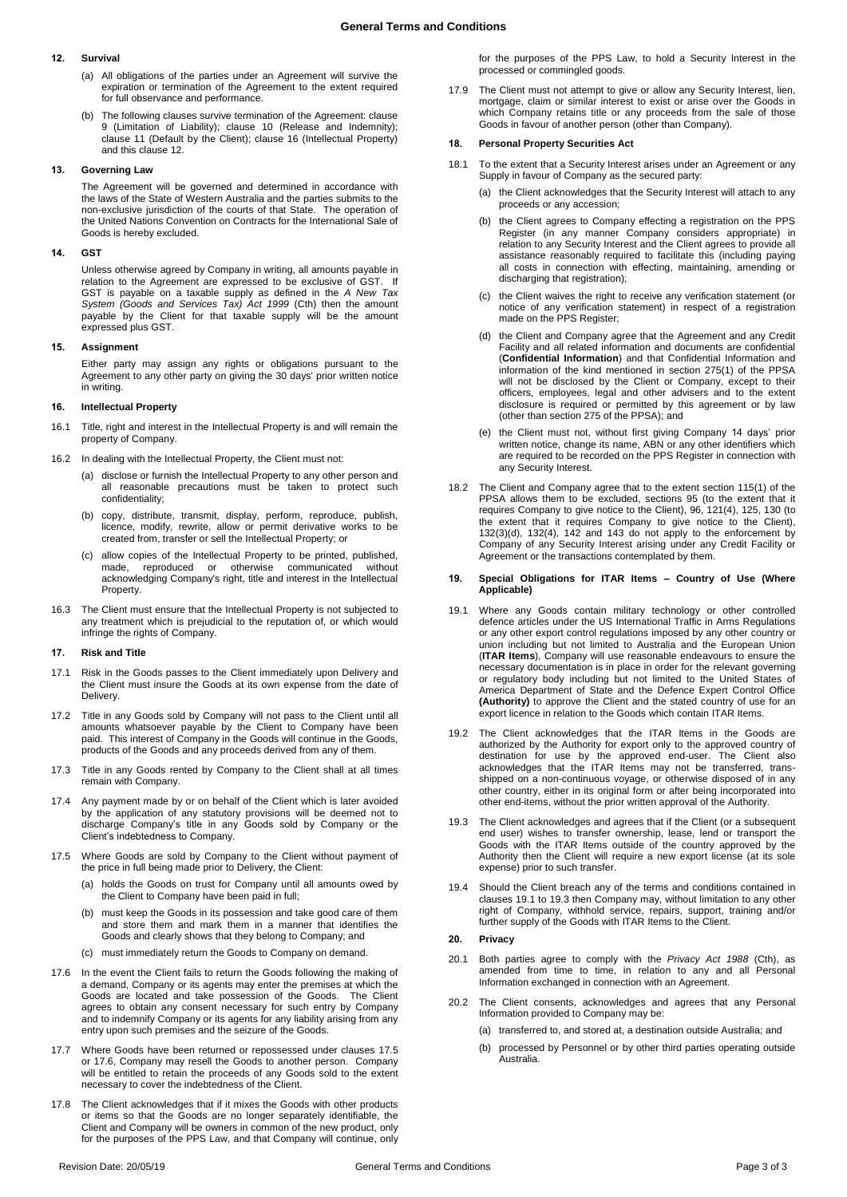### 12. Survival

(a) All obligations of the parties under an Agreement will survive the expiration or termination of the Agreement to the extent required for full observance and performance.

(b) The following clauses survive termination of the Agreement: clause 9 (Limitation of Liability); clause 10 (Release and Indemnity); clause 11 (Default by the Client); clause 16 (Intellectual Property) and this clause 12.

### 13. Governing Law

The Agreement will be governed and determined in accordance with the laws of the State of Western Australia and the parties submits to the non-exclusive jurisdiction of the courts of that State. The operation of the United Nations Convention on Contracts for the International Sale of Goods is hereby excluded.

### 14. GST

Unless otherwise agreed by Company in writing, all amounts payable in relation to the Agreement are expressed to be exclusive of GST. If GST is payable on a taxable supply as defined in the *A New Tax System (Goods and Services Tax) Act 1999* (Cth) then the amount payable by the Client for that taxable supply will be the amount expressed plus GST.

### 15. Assignment

Either party may assign any rights or obligations pursuant to the Agreement to any other party on giving the 30 days' prior written notice in writing.

### 16. Intellectual Property

16.1 Title, right and interest in the Intellectual Property is and will remain the property of Company.

16.2 In dealing with the Intellectual Property, the Client must not:

(a) disclose or furnish the Intellectual Property to any other person and all reasonable precautions must be taken to protect such confidentiality;

(b) copy, distribute, transmit, display, perform, reproduce, publish, licence, modify, rewrite, allow or permit derivative works to be created from, transfer or sell the Intellectual Property; or

(c) allow copies of the Intellectual Property to be printed, published, made, reproduced or otherwise communicated without acknowledging Company's right, title and interest in the Intellectual Property.

16.3 The Client must ensure that the Intellectual Property is not subjected to any treatment which is prejudicial to the reputation of, or which would infringe the rights of Company.

### 17. Risk and Title

17.1 Risk in the Goods passes to the Client immediately upon Delivery and the Client must insure the Goods at its own expense from the date of Delivery.

17.2 Title in any Goods sold by Company will not pass to the Client until all amounts whatsoever payable by the Client to Company have been paid. This interest of Company in the Goods will continue in the Goods, products of the Goods and any proceeds derived from any of them.

17.3 Title in any Goods rented by Company to the Client shall at all times remain with Company.

17.4 Any payment made by or on behalf of the Client which is later avoided by the application of any statutory provisions will be deemed not to discharge Company's title in any Goods sold by Company or the Client's indebtedness to Company.

17.5 Where Goods are sold by Company to the Client without payment of the price in full being made prior to Delivery, the Client:

(a) holds the Goods on trust for Company until all amounts owed by the Client to Company have been paid in full;

(b) must keep the Goods in its possession and take good care of them and store them and mark them in a manner that identifies the Goods and clearly shows that they belong to Company; and

(c) must immediately return the Goods to Company on demand.

17.6 In the event the Client fails to return the Goods following the making of a demand, Company or its agents may enter the premises at which the Goods are located and take possession of the Goods. The Client agrees to obtain any consent necessary for such entry by Company and to indemnify Company or its agents for any liability arising from any entry upon such premises and the seizure of the Goods.

17.7 Where Goods have been returned or repossessed under clauses 17.5 or 17.6, Company may resell the Goods to another person. Company will be entitled to retain the proceeds of any Goods sold to the extent necessary to cover the indebtedness of the Client.

17.8 The Client acknowledges that if it mixes the Goods with other products or items so that the Goods are no longer separately identifiable, the Client and Company will be owners in common of the new product, only for the purposes of the PPS Law, and that Company will continue, only for the purposes of the PPS Law, to hold a Security Interest in the processed or commingled goods.

17.9 The Client must not attempt to give or allow any Security Interest, lien, mortgage, claim or similar interest to exist or arise over the Goods in which Company retains title or any proceeds from the sale of those Goods in favour of another person (other than Company).

### 18. Personal Property Securities Act

18.1 To the extent that a Security Interest arises under an Agreement or any Supply in favour of Company as the secured party:

(a) the Client acknowledges that the Security Interest will attach to any proceeds or any accession;

(b) the Client agrees to Company effecting a registration on the PPS Register (in any manner Company considers appropriate) in relation to any Security Interest and the Client agrees to provide all assistance reasonably required to facilitate this (including paying all costs in connection with effecting, maintaining, amending or discharging that registration);

(c) the Client waives the right to receive any verification statement (or notice of any verification statement) in respect of a registration made on the PPS Register;

(d) the Client and Company agree that the Agreement and any Credit Facility and all related information and documents are confidential (**Confidential Information**) and that Confidential Information and information of the kind mentioned in section 275(1) of the PPSA will not be disclosed by the Client or Company, except to their officers, employees, legal and other advisers and to the extent disclosure is required or permitted by this agreement or by law (other than section 275 of the PPSA); and

(e) the Client must not, without first giving Company 14 days' prior written notice, change its name, ABN or any other identifiers which are required to be recorded on the PPS Register in connection with any Security Interest.

18.2 The Client and Company agree that to the extent section 115(1) of the PPSA allows them to be excluded, sections 95 (to the extent that it requires Company to give notice to the Client), 96, 121(4), 125, 130 (to the extent that it requires Company to give notice to the Client), 132(3)(d), 132(4), 142 and 143 do not apply to the enforcement by Company of any Security Interest arising under any Credit Facility or Agreement or the transactions contemplated by them.

### 19. Special Obligations for ITAR Items – Country of Use (Where Applicable)

19.1 Where any Goods contain military technology or other controlled defence articles under the US International Traffic in Arms Regulations or any other export control regulations imposed by any other country or union including but not limited to Australia and the European Union (**ITAR Items**), Company will use reasonable endeavours to ensure the necessary documentation is in place in order for the relevant governing or regulatory body including but not limited to the United States of America Department of State and the Defence Expert Control Office **(Authority)** to approve the Client and the stated country of use for an export licence in relation to the Goods which contain ITAR Items.

19.2 The Client acknowledges that the ITAR Items in the Goods are authorized by the Authority for export only to the approved country of destination for use by the approved end-user. The Client also acknowledges that the ITAR Items may not be transferred, trans-shipped on a non-continuous voyage, or otherwise disposed of in any other country, either in its original form or after being incorporated into other end-items, without the prior written approval of the Authority.

19.3 The Client acknowledges and agrees that if the Client (or a subsequent end user) wishes to transfer ownership, lease, lend or transport the Goods with the ITAR Items outside of the country approved by the Authority then the Client will require a new export license (at its sole expense) prior to such transfer.

19.4 Should the Client breach any of the terms and conditions contained in clauses 19.1 to 19.3 then Company may, without limitation to any other right of Company, withhold service, repairs, support, training and/or further supply of the Goods with ITAR Items to the Client.

### 20. Privacy

20.1 Both parties agree to comply with the *Privacy Act 1988* (Cth), as amended from time to time, in relation to any and all Personal Information exchanged in connection with an Agreement.

20.2 The Client consents, acknowledges and agrees that any Personal Information provided to Company may be:

(a) transferred to, and stored at, a destination outside Australia; and

(b) processed by Personnel or by other third parties operating outside Australia.